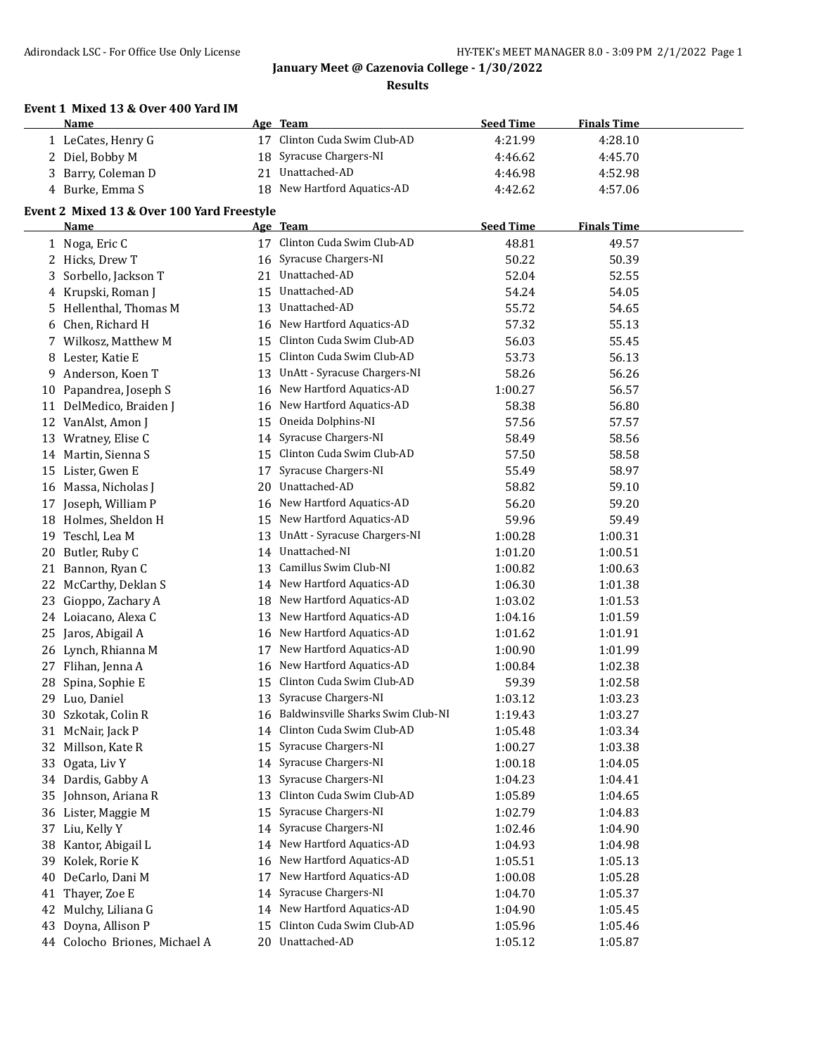# January Meet @ Cazenovia College - 1/30/2022

## Results

### Event 1 Mixed 13 & Over 400 Yard IM

| | Name | Age | Team | Seed Time | Finals Time |
|---|---|---|---|---|---|
| 1 | LeCates, Henry G | 17 | Clinton Cuda Swim Club-AD | 4:21.99 | 4:28.10 |
| 2 | Diel, Bobby M | 18 | Syracuse Chargers-NI | 4:46.62 | 4:45.70 |
| 3 | Barry, Coleman D | 21 | Unattached-AD | 4:46.98 | 4:52.98 |
| 4 | Burke, Emma S | 18 | New Hartford Aquatics-AD | 4:42.62 | 4:57.06 |

### Event 2 Mixed 13 & Over 100 Yard Freestyle

| | Name | Age | Team | Seed Time | Finals Time |
|---|---|---|---|---|---|
| 1 | Noga, Eric C | 17 | Clinton Cuda Swim Club-AD | 48.81 | 49.57 |
| 2 | Hicks, Drew T | 16 | Syracuse Chargers-NI | 50.22 | 50.39 |
| 3 | Sorbello, Jackson T | 21 | Unattached-AD | 52.04 | 52.55 |
| 4 | Krupski, Roman J | 15 | Unattached-AD | 54.24 | 54.05 |
| 5 | Hellenthal, Thomas M | 13 | Unattached-AD | 55.72 | 54.65 |
| 6 | Chen, Richard H | 16 | New Hartford Aquatics-AD | 57.32 | 55.13 |
| 7 | Wilkosz, Matthew M | 15 | Clinton Cuda Swim Club-AD | 56.03 | 55.45 |
| 8 | Lester, Katie E | 15 | Clinton Cuda Swim Club-AD | 53.73 | 56.13 |
| 9 | Anderson, Koen T | 13 | UnAtt - Syracuse Chargers-NI | 58.26 | 56.26 |
| 10 | Papandrea, Joseph S | 16 | New Hartford Aquatics-AD | 1:00.27 | 56.57 |
| 11 | DelMedico, Braiden J | 16 | New Hartford Aquatics-AD | 58.38 | 56.80 |
| 12 | VanAlst, Amon J | 15 | Oneida Dolphins-NI | 57.56 | 57.57 |
| 13 | Wratney, Elise C | 14 | Syracuse Chargers-NI | 58.49 | 58.56 |
| 14 | Martin, Sienna S | 15 | Clinton Cuda Swim Club-AD | 57.50 | 58.58 |
| 15 | Lister, Gwen E | 17 | Syracuse Chargers-NI | 55.49 | 58.97 |
| 16 | Massa, Nicholas J | 20 | Unattached-AD | 58.82 | 59.10 |
| 17 | Joseph, William P | 16 | New Hartford Aquatics-AD | 56.20 | 59.20 |
| 18 | Holmes, Sheldon H | 15 | New Hartford Aquatics-AD | 59.96 | 59.49 |
| 19 | Teschl, Lea M | 13 | UnAtt - Syracuse Chargers-NI | 1:00.28 | 1:00.31 |
| 20 | Butler, Ruby C | 14 | Unattached-NI | 1:01.20 | 1:00.51 |
| 21 | Bannon, Ryan C | 13 | Camillus Swim Club-NI | 1:00.82 | 1:00.63 |
| 22 | McCarthy, Deklan S | 14 | New Hartford Aquatics-AD | 1:06.30 | 1:01.38 |
| 23 | Gioppo, Zachary A | 18 | New Hartford Aquatics-AD | 1:03.02 | 1:01.53 |
| 24 | Loiacano, Alexa C | 13 | New Hartford Aquatics-AD | 1:04.16 | 1:01.59 |
| 25 | Jaros, Abigail A | 16 | New Hartford Aquatics-AD | 1:01.62 | 1:01.91 |
| 26 | Lynch, Rhianna M | 17 | New Hartford Aquatics-AD | 1:00.90 | 1:01.99 |
| 27 | Flihan, Jenna A | 16 | New Hartford Aquatics-AD | 1:00.84 | 1:02.38 |
| 28 | Spina, Sophie E | 15 | Clinton Cuda Swim Club-AD | 59.39 | 1:02.58 |
| 29 | Luo, Daniel | 13 | Syracuse Chargers-NI | 1:03.12 | 1:03.23 |
| 30 | Szkotak, Colin R | 16 | Baldwinsville Sharks Swim Club-NI | 1:19.43 | 1:03.27 |
| 31 | McNair, Jack P | 14 | Clinton Cuda Swim Club-AD | 1:05.48 | 1:03.34 |
| 32 | Millson, Kate R | 15 | Syracuse Chargers-NI | 1:00.27 | 1:03.38 |
| 33 | Ogata, Liv Y | 14 | Syracuse Chargers-NI | 1:00.18 | 1:04.05 |
| 34 | Dardis, Gabby A | 13 | Syracuse Chargers-NI | 1:04.23 | 1:04.41 |
| 35 | Johnson, Ariana R | 13 | Clinton Cuda Swim Club-AD | 1:05.89 | 1:04.65 |
| 36 | Lister, Maggie M | 15 | Syracuse Chargers-NI | 1:02.79 | 1:04.83 |
| 37 | Liu, Kelly Y | 14 | Syracuse Chargers-NI | 1:02.46 | 1:04.90 |
| 38 | Kantor, Abigail L | 14 | New Hartford Aquatics-AD | 1:04.93 | 1:04.98 |
| 39 | Kolek, Rorie K | 16 | New Hartford Aquatics-AD | 1:05.51 | 1:05.13 |
| 40 | DeCarlo, Dani M | 17 | New Hartford Aquatics-AD | 1:00.08 | 1:05.28 |
| 41 | Thayer, Zoe E | 14 | Syracuse Chargers-NI | 1:04.70 | 1:05.37 |
| 42 | Mulchy, Liliana G | 14 | New Hartford Aquatics-AD | 1:04.90 | 1:05.45 |
| 43 | Doyna, Allison P | 15 | Clinton Cuda Swim Club-AD | 1:05.96 | 1:05.46 |
| 44 | Colocho Briones, Michael A | 20 | Unattached-AD | 1:05.12 | 1:05.87 |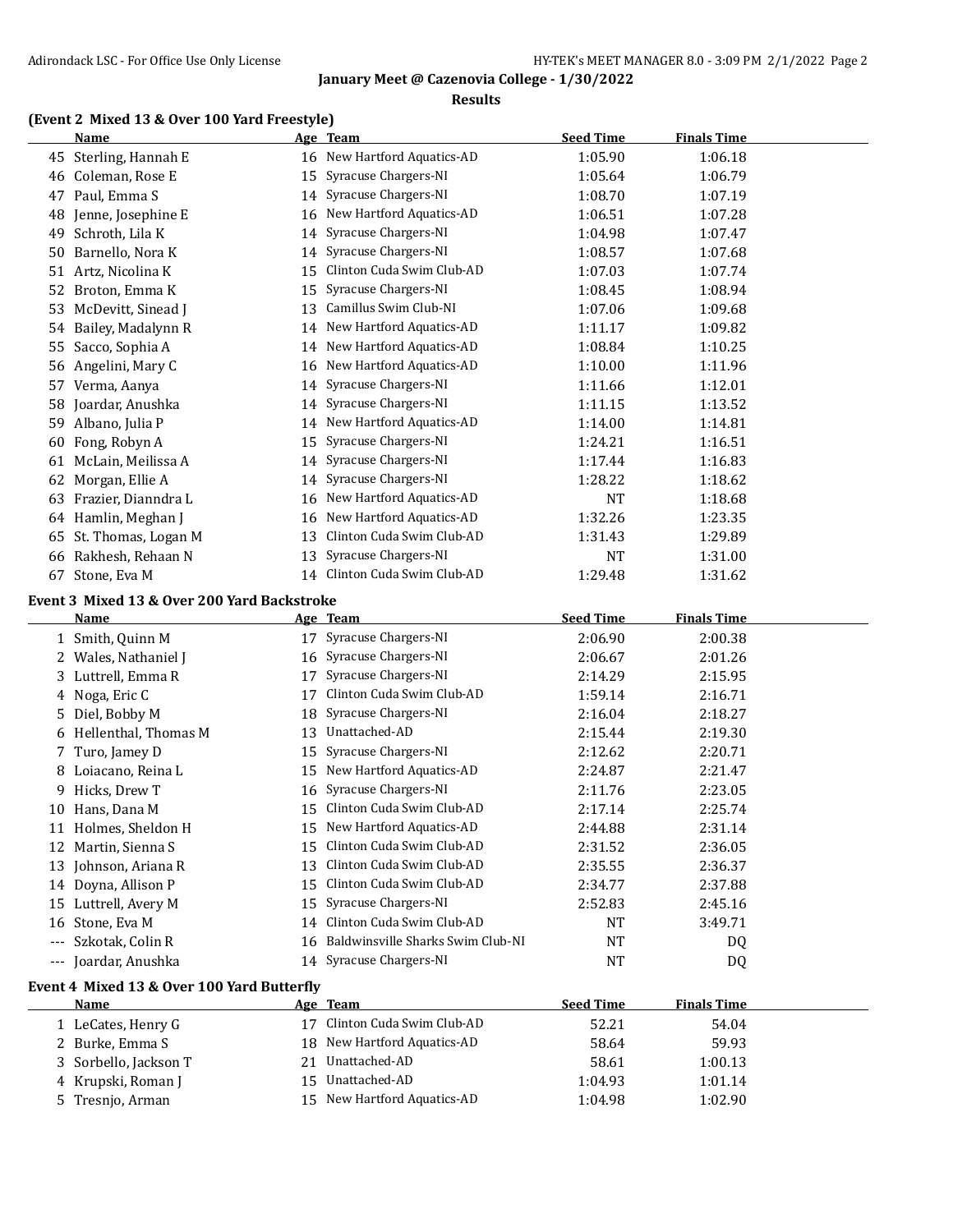## January Meet @ Cazenovia College - 1/30/2022

### Results

### (Event 2 Mixed 13 & Over 100 Yard Freestyle)

| | Name | Age | Team | Seed Time | Finals Time |
|---|---|---|---|---|---|
| 45 | Sterling, Hannah E | 16 | New Hartford Aquatics-AD | 1:05.90 | 1:06.18 |
| 46 | Coleman, Rose E | 15 | Syracuse Chargers-NI | 1:05.64 | 1:06.79 |
| 47 | Paul, Emma S | 14 | Syracuse Chargers-NI | 1:08.70 | 1:07.19 |
| 48 | Jenne, Josephine E | 16 | New Hartford Aquatics-AD | 1:06.51 | 1:07.28 |
| 49 | Schroth, Lila K | 14 | Syracuse Chargers-NI | 1:04.98 | 1:07.47 |
| 50 | Barnello, Nora K | 14 | Syracuse Chargers-NI | 1:08.57 | 1:07.68 |
| 51 | Artz, Nicolina K | 15 | Clinton Cuda Swim Club-AD | 1:07.03 | 1:07.74 |
| 52 | Broton, Emma K | 15 | Syracuse Chargers-NI | 1:08.45 | 1:08.94 |
| 53 | McDevitt, Sinead J | 13 | Camillus Swim Club-NI | 1:07.06 | 1:09.68 |
| 54 | Bailey, Madalynn R | 14 | New Hartford Aquatics-AD | 1:11.17 | 1:09.82 |
| 55 | Sacco, Sophia A | 14 | New Hartford Aquatics-AD | 1:08.84 | 1:10.25 |
| 56 | Angelini, Mary C | 16 | New Hartford Aquatics-AD | 1:10.00 | 1:11.96 |
| 57 | Verma, Aanya | 14 | Syracuse Chargers-NI | 1:11.66 | 1:12.01 |
| 58 | Joardar, Anushka | 14 | Syracuse Chargers-NI | 1:11.15 | 1:13.52 |
| 59 | Albano, Julia P | 14 | New Hartford Aquatics-AD | 1:14.00 | 1:14.81 |
| 60 | Fong, Robyn A | 15 | Syracuse Chargers-NI | 1:24.21 | 1:16.51 |
| 61 | McLain, Meilissa A | 14 | Syracuse Chargers-NI | 1:17.44 | 1:16.83 |
| 62 | Morgan, Ellie A | 14 | Syracuse Chargers-NI | 1:28.22 | 1:18.62 |
| 63 | Frazier, Dianndra L | 16 | New Hartford Aquatics-AD | NT | 1:18.68 |
| 64 | Hamlin, Meghan J | 16 | New Hartford Aquatics-AD | 1:32.26 | 1:23.35 |
| 65 | St. Thomas, Logan M | 13 | Clinton Cuda Swim Club-AD | 1:31.43 | 1:29.89 |
| 66 | Rakhesh, Rehaan N | 13 | Syracuse Chargers-NI | NT | 1:31.00 |
| 67 | Stone, Eva M | 14 | Clinton Cuda Swim Club-AD | 1:29.48 | 1:31.62 |

### Event 3 Mixed 13 & Over 200 Yard Backstroke

| | Name | Age | Team | Seed Time | Finals Time |
|---|---|---|---|---|---|
| 1 | Smith, Quinn M | 17 | Syracuse Chargers-NI | 2:06.90 | 2:00.38 |
| 2 | Wales, Nathaniel J | 16 | Syracuse Chargers-NI | 2:06.67 | 2:01.26 |
| 3 | Luttrell, Emma R | 17 | Syracuse Chargers-NI | 2:14.29 | 2:15.95 |
| 4 | Noga, Eric C | 17 | Clinton Cuda Swim Club-AD | 1:59.14 | 2:16.71 |
| 5 | Diel, Bobby M | 18 | Syracuse Chargers-NI | 2:16.04 | 2:18.27 |
| 6 | Hellenthal, Thomas M | 13 | Unattached-AD | 2:15.44 | 2:19.30 |
| 7 | Turo, Jamey D | 15 | Syracuse Chargers-NI | 2:12.62 | 2:20.71 |
| 8 | Loiacano, Reina L | 15 | New Hartford Aquatics-AD | 2:24.87 | 2:21.47 |
| 9 | Hicks, Drew T | 16 | Syracuse Chargers-NI | 2:11.76 | 2:23.05 |
| 10 | Hans, Dana M | 15 | Clinton Cuda Swim Club-AD | 2:17.14 | 2:25.74 |
| 11 | Holmes, Sheldon H | 15 | New Hartford Aquatics-AD | 2:44.88 | 2:31.14 |
| 12 | Martin, Sienna S | 15 | Clinton Cuda Swim Club-AD | 2:31.52 | 2:36.05 |
| 13 | Johnson, Ariana R | 13 | Clinton Cuda Swim Club-AD | 2:35.55 | 2:36.37 |
| 14 | Doyna, Allison P | 15 | Clinton Cuda Swim Club-AD | 2:34.77 | 2:37.88 |
| 15 | Luttrell, Avery M | 15 | Syracuse Chargers-NI | 2:52.83 | 2:45.16 |
| 16 | Stone, Eva M | 14 | Clinton Cuda Swim Club-AD | NT | 3:49.71 |
| --- | Szkotak, Colin R | 16 | Baldwinsville Sharks Swim Club-NI | NT | DQ |
| --- | Joardar, Anushka | 14 | Syracuse Chargers-NI | NT | DQ |

### Event 4 Mixed 13 & Over 100 Yard Butterfly

| | Name | Age | Team | Seed Time | Finals Time |
|---|---|---|---|---|---|
| 1 | LeCates, Henry G | 17 | Clinton Cuda Swim Club-AD | 52.21 | 54.04 |
| 2 | Burke, Emma S | 18 | New Hartford Aquatics-AD | 58.64 | 59.93 |
| 3 | Sorbello, Jackson T | 21 | Unattached-AD | 58.61 | 1:00.13 |
| 4 | Krupski, Roman J | 15 | Unattached-AD | 1:04.93 | 1:01.14 |
| 5 | Tresnjo, Arman | 15 | New Hartford Aquatics-AD | 1:04.98 | 1:02.90 |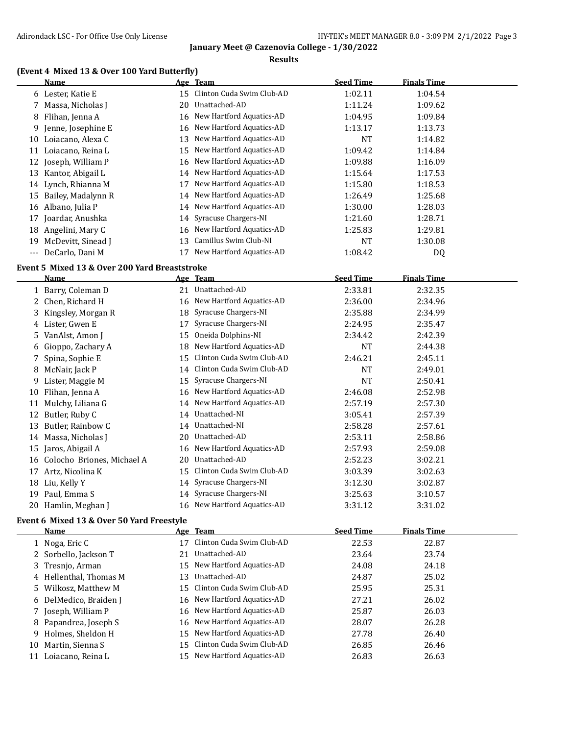January Meet @ Cazenovia College - 1/30/2022

Results

### (Event 4 Mixed 13 & Over 100 Yard Butterfly)

| | Name | Age | Team | Seed Time | Finals Time |
|---|---|---|---|---|---|
| 6 | Lester, Katie E | 15 | Clinton Cuda Swim Club-AD | 1:02.11 | 1:04.54 |
| 7 | Massa, Nicholas J | 20 | Unattached-AD | 1:11.24 | 1:09.62 |
| 8 | Flihan, Jenna A | 16 | New Hartford Aquatics-AD | 1:04.95 | 1:09.84 |
| 9 | Jenne, Josephine E | 16 | New Hartford Aquatics-AD | 1:13.17 | 1:13.73 |
| 10 | Loiacano, Alexa C | 13 | New Hartford Aquatics-AD | NT | 1:14.82 |
| 11 | Loiacano, Reina L | 15 | New Hartford Aquatics-AD | 1:09.42 | 1:14.84 |
| 12 | Joseph, William P | 16 | New Hartford Aquatics-AD | 1:09.88 | 1:16.09 |
| 13 | Kantor, Abigail L | 14 | New Hartford Aquatics-AD | 1:15.64 | 1:17.53 |
| 14 | Lynch, Rhianna M | 17 | New Hartford Aquatics-AD | 1:15.80 | 1:18.53 |
| 15 | Bailey, Madalynn R | 14 | New Hartford Aquatics-AD | 1:26.49 | 1:25.68 |
| 16 | Albano, Julia P | 14 | New Hartford Aquatics-AD | 1:30.00 | 1:28.03 |
| 17 | Joardar, Anushka | 14 | Syracuse Chargers-NI | 1:21.60 | 1:28.71 |
| 18 | Angelini, Mary C | 16 | New Hartford Aquatics-AD | 1:25.83 | 1:29.81 |
| 19 | McDevitt, Sinead J | 13 | Camillus Swim Club-NI | NT | 1:30.08 |
| --- | DeCarlo, Dani M | 17 | New Hartford Aquatics-AD | 1:08.42 | DQ |

### Event 5 Mixed 13 & Over 200 Yard Breaststroke

| | Name | Age | Team | Seed Time | Finals Time |
|---|---|---|---|---|---|
| 1 | Barry, Coleman D | 21 | Unattached-AD | 2:33.81 | 2:32.35 |
| 2 | Chen, Richard H | 16 | New Hartford Aquatics-AD | 2:36.00 | 2:34.96 |
| 3 | Kingsley, Morgan R | 18 | Syracuse Chargers-NI | 2:35.88 | 2:34.99 |
| 4 | Lister, Gwen E | 17 | Syracuse Chargers-NI | 2:24.95 | 2:35.47 |
| 5 | VanAlst, Amon J | 15 | Oneida Dolphins-NI | 2:34.42 | 2:42.39 |
| 6 | Gioppo, Zachary A | 18 | New Hartford Aquatics-AD | NT | 2:44.38 |
| 7 | Spina, Sophie E | 15 | Clinton Cuda Swim Club-AD | 2:46.21 | 2:45.11 |
| 8 | McNair, Jack P | 14 | Clinton Cuda Swim Club-AD | NT | 2:49.01 |
| 9 | Lister, Maggie M | 15 | Syracuse Chargers-NI | NT | 2:50.41 |
| 10 | Flihan, Jenna A | 16 | New Hartford Aquatics-AD | 2:46.08 | 2:52.98 |
| 11 | Mulchy, Liliana G | 14 | New Hartford Aquatics-AD | 2:57.19 | 2:57.30 |
| 12 | Butler, Ruby C | 14 | Unattached-NI | 3:05.41 | 2:57.39 |
| 13 | Butler, Rainbow C | 14 | Unattached-NI | 2:58.28 | 2:57.61 |
| 14 | Massa, Nicholas J | 20 | Unattached-AD | 2:53.11 | 2:58.86 |
| 15 | Jaros, Abigail A | 16 | New Hartford Aquatics-AD | 2:57.93 | 2:59.08 |
| 16 | Colocho Briones, Michael A | 20 | Unattached-AD | 2:52.23 | 3:02.21 |
| 17 | Artz, Nicolina K | 15 | Clinton Cuda Swim Club-AD | 3:03.39 | 3:02.63 |
| 18 | Liu, Kelly Y | 14 | Syracuse Chargers-NI | 3:12.30 | 3:02.87 |
| 19 | Paul, Emma S | 14 | Syracuse Chargers-NI | 3:25.63 | 3:10.57 |
| 20 | Hamlin, Meghan J | 16 | New Hartford Aquatics-AD | 3:31.12 | 3:31.02 |

### Event 6 Mixed 13 & Over 50 Yard Freestyle

| | Name | Age | Team | Seed Time | Finals Time |
|---|---|---|---|---|---|
| 1 | Noga, Eric C | 17 | Clinton Cuda Swim Club-AD | 22.53 | 22.87 |
| 2 | Sorbello, Jackson T | 21 | Unattached-AD | 23.64 | 23.74 |
| 3 | Tresnjo, Arman | 15 | New Hartford Aquatics-AD | 24.08 | 24.18 |
| 4 | Hellenthal, Thomas M | 13 | Unattached-AD | 24.87 | 25.02 |
| 5 | Wilkosz, Matthew M | 15 | Clinton Cuda Swim Club-AD | 25.95 | 25.31 |
| 6 | DelMedico, Braiden J | 16 | New Hartford Aquatics-AD | 27.21 | 26.02 |
| 7 | Joseph, William P | 16 | New Hartford Aquatics-AD | 25.87 | 26.03 |
| 8 | Papandrea, Joseph S | 16 | New Hartford Aquatics-AD | 28.07 | 26.28 |
| 9 | Holmes, Sheldon H | 15 | New Hartford Aquatics-AD | 27.78 | 26.40 |
| 10 | Martin, Sienna S | 15 | Clinton Cuda Swim Club-AD | 26.85 | 26.46 |
| 11 | Loiacano, Reina L | 15 | New Hartford Aquatics-AD | 26.83 | 26.63 |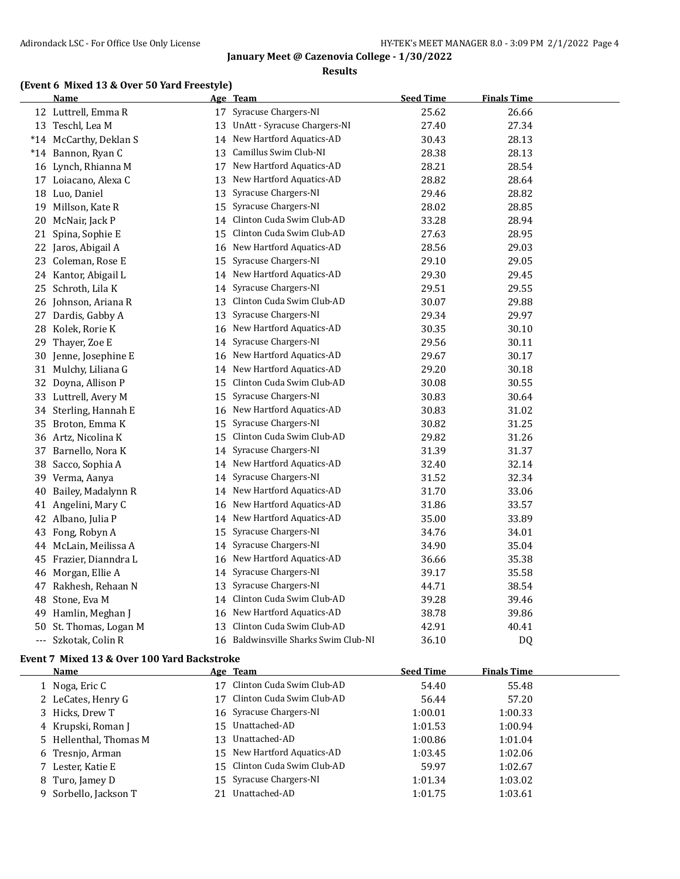**January Meet @ Cazenovia College - 1/30/2022**

**Results**

### (Event 6 Mixed 13 & Over 50 Yard Freestyle)

| | Name | Age | Team | Seed Time | Finals Time |
|---|---|---|---|---|---|
| 12 | Luttrell, Emma R | 17 | Syracuse Chargers-NI | 25.62 | 26.66 |
| 13 | Teschl, Lea M | 13 | UnAtt - Syracuse Chargers-NI | 27.40 | 27.34 |
| *14 | McCarthy, Deklan S | 14 | New Hartford Aquatics-AD | 30.43 | 28.13 |
| *14 | Bannon, Ryan C | 13 | Camillus Swim Club-NI | 28.38 | 28.13 |
| 16 | Lynch, Rhianna M | 17 | New Hartford Aquatics-AD | 28.21 | 28.54 |
| 17 | Loiacano, Alexa C | 13 | New Hartford Aquatics-AD | 28.82 | 28.64 |
| 18 | Luo, Daniel | 13 | Syracuse Chargers-NI | 29.46 | 28.82 |
| 19 | Millson, Kate R | 15 | Syracuse Chargers-NI | 28.02 | 28.85 |
| 20 | McNair, Jack P | 14 | Clinton Cuda Swim Club-AD | 33.28 | 28.94 |
| 21 | Spina, Sophie E | 15 | Clinton Cuda Swim Club-AD | 27.63 | 28.95 |
| 22 | Jaros, Abigail A | 16 | New Hartford Aquatics-AD | 28.56 | 29.03 |
| 23 | Coleman, Rose E | 15 | Syracuse Chargers-NI | 29.10 | 29.05 |
| 24 | Kantor, Abigail L | 14 | New Hartford Aquatics-AD | 29.30 | 29.45 |
| 25 | Schroth, Lila K | 14 | Syracuse Chargers-NI | 29.51 | 29.55 |
| 26 | Johnson, Ariana R | 13 | Clinton Cuda Swim Club-AD | 30.07 | 29.88 |
| 27 | Dardis, Gabby A | 13 | Syracuse Chargers-NI | 29.34 | 29.97 |
| 28 | Kolek, Rorie K | 16 | New Hartford Aquatics-AD | 30.35 | 30.10 |
| 29 | Thayer, Zoe E | 14 | Syracuse Chargers-NI | 29.56 | 30.11 |
| 30 | Jenne, Josephine E | 16 | New Hartford Aquatics-AD | 29.67 | 30.17 |
| 31 | Mulchy, Liliana G | 14 | New Hartford Aquatics-AD | 29.20 | 30.18 |
| 32 | Doyna, Allison P | 15 | Clinton Cuda Swim Club-AD | 30.08 | 30.55 |
| 33 | Luttrell, Avery M | 15 | Syracuse Chargers-NI | 30.83 | 30.64 |
| 34 | Sterling, Hannah E | 16 | New Hartford Aquatics-AD | 30.83 | 31.02 |
| 35 | Broton, Emma K | 15 | Syracuse Chargers-NI | 30.82 | 31.25 |
| 36 | Artz, Nicolina K | 15 | Clinton Cuda Swim Club-AD | 29.82 | 31.26 |
| 37 | Barnello, Nora K | 14 | Syracuse Chargers-NI | 31.39 | 31.37 |
| 38 | Sacco, Sophia A | 14 | New Hartford Aquatics-AD | 32.40 | 32.14 |
| 39 | Verma, Aanya | 14 | Syracuse Chargers-NI | 31.52 | 32.34 |
| 40 | Bailey, Madalynn R | 14 | New Hartford Aquatics-AD | 31.70 | 33.06 |
| 41 | Angelini, Mary C | 16 | New Hartford Aquatics-AD | 31.86 | 33.57 |
| 42 | Albano, Julia P | 14 | New Hartford Aquatics-AD | 35.00 | 33.89 |
| 43 | Fong, Robyn A | 15 | Syracuse Chargers-NI | 34.76 | 34.01 |
| 44 | McLain, Meilissa A | 14 | Syracuse Chargers-NI | 34.90 | 35.04 |
| 45 | Frazier, Dianndra L | 16 | New Hartford Aquatics-AD | 36.66 | 35.38 |
| 46 | Morgan, Ellie A | 14 | Syracuse Chargers-NI | 39.17 | 35.58 |
| 47 | Rakhesh, Rehaan N | 13 | Syracuse Chargers-NI | 44.71 | 38.54 |
| 48 | Stone, Eva M | 14 | Clinton Cuda Swim Club-AD | 39.28 | 39.46 |
| 49 | Hamlin, Meghan J | 16 | New Hartford Aquatics-AD | 38.78 | 39.86 |
| 50 | St. Thomas, Logan M | 13 | Clinton Cuda Swim Club-AD | 42.91 | 40.41 |
| --- | Szkotak, Colin R | 16 | Baldwinsville Sharks Swim Club-NI | 36.10 | DQ |

### Event 7 Mixed 13 & Over 100 Yard Backstroke

| | Name | Age | Team | Seed Time | Finals Time |
|---|---|---|---|---|---|
| 1 | Noga, Eric C | 17 | Clinton Cuda Swim Club-AD | 54.40 | 55.48 |
| 2 | LeCates, Henry G | 17 | Clinton Cuda Swim Club-AD | 56.44 | 57.20 |
| 3 | Hicks, Drew T | 16 | Syracuse Chargers-NI | 1:00.01 | 1:00.33 |
| 4 | Krupski, Roman J | 15 | Unattached-AD | 1:01.53 | 1:00.94 |
| 5 | Hellenthal, Thomas M | 13 | Unattached-AD | 1:00.86 | 1:01.04 |
| 6 | Tresnjo, Arman | 15 | New Hartford Aquatics-AD | 1:03.45 | 1:02.06 |
| 7 | Lester, Katie E | 15 | Clinton Cuda Swim Club-AD | 59.97 | 1:02.67 |
| 8 | Turo, Jamey D | 15 | Syracuse Chargers-NI | 1:01.34 | 1:03.02 |
| 9 | Sorbello, Jackson T | 21 | Unattached-AD | 1:01.75 | 1:03.61 |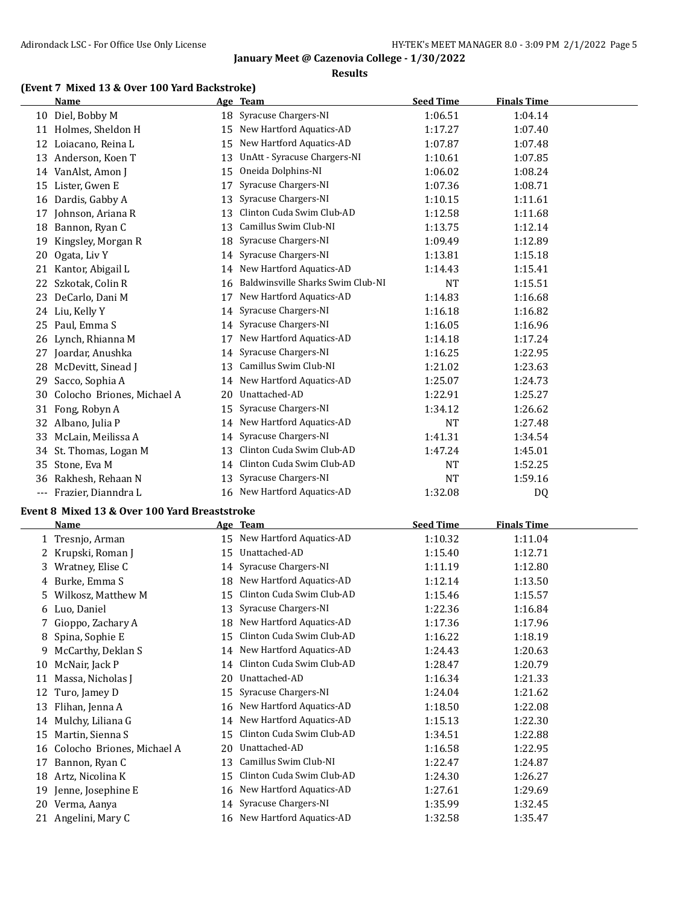## January Meet @ Cazenovia College - 1/30/2022

### Results

### (Event 7 Mixed 13 & Over 100 Yard Backstroke)

| | Name | Age | Team | Seed Time | Finals Time |
|---|---|---|---|---|---|
| 10 | Diel, Bobby M | 18 | Syracuse Chargers-NI | 1:06.51 | 1:04.14 |
| 11 | Holmes, Sheldon H | 15 | New Hartford Aquatics-AD | 1:17.27 | 1:07.40 |
| 12 | Loiacano, Reina L | 15 | New Hartford Aquatics-AD | 1:07.87 | 1:07.48 |
| 13 | Anderson, Koen T | 13 | UnAtt - Syracuse Chargers-NI | 1:10.61 | 1:07.85 |
| 14 | VanAlst, Amon J | 15 | Oneida Dolphins-NI | 1:06.02 | 1:08.24 |
| 15 | Lister, Gwen E | 17 | Syracuse Chargers-NI | 1:07.36 | 1:08.71 |
| 16 | Dardis, Gabby A | 13 | Syracuse Chargers-NI | 1:10.15 | 1:11.61 |
| 17 | Johnson, Ariana R | 13 | Clinton Cuda Swim Club-AD | 1:12.58 | 1:11.68 |
| 18 | Bannon, Ryan C | 13 | Camillus Swim Club-NI | 1:13.75 | 1:12.14 |
| 19 | Kingsley, Morgan R | 18 | Syracuse Chargers-NI | 1:09.49 | 1:12.89 |
| 20 | Ogata, Liv Y | 14 | Syracuse Chargers-NI | 1:13.81 | 1:15.18 |
| 21 | Kantor, Abigail L | 14 | New Hartford Aquatics-AD | 1:14.43 | 1:15.41 |
| 22 | Szkotak, Colin R | 16 | Baldwinsville Sharks Swim Club-NI | NT | 1:15.51 |
| 23 | DeCarlo, Dani M | 17 | New Hartford Aquatics-AD | 1:14.83 | 1:16.68 |
| 24 | Liu, Kelly Y | 14 | Syracuse Chargers-NI | 1:16.18 | 1:16.82 |
| 25 | Paul, Emma S | 14 | Syracuse Chargers-NI | 1:16.05 | 1:16.96 |
| 26 | Lynch, Rhianna M | 17 | New Hartford Aquatics-AD | 1:14.18 | 1:17.24 |
| 27 | Joardar, Anushka | 14 | Syracuse Chargers-NI | 1:16.25 | 1:22.95 |
| 28 | McDevitt, Sinead J | 13 | Camillus Swim Club-NI | 1:21.02 | 1:23.63 |
| 29 | Sacco, Sophia A | 14 | New Hartford Aquatics-AD | 1:25.07 | 1:24.73 |
| 30 | Colocho Briones, Michael A | 20 | Unattached-AD | 1:22.91 | 1:25.27 |
| 31 | Fong, Robyn A | 15 | Syracuse Chargers-NI | 1:34.12 | 1:26.62 |
| 32 | Albano, Julia P | 14 | New Hartford Aquatics-AD | NT | 1:27.48 |
| 33 | McLain, Meilissa A | 14 | Syracuse Chargers-NI | 1:41.31 | 1:34.54 |
| 34 | St. Thomas, Logan M | 13 | Clinton Cuda Swim Club-AD | 1:47.24 | 1:45.01 |
| 35 | Stone, Eva M | 14 | Clinton Cuda Swim Club-AD | NT | 1:52.25 |
| 36 | Rakhesh, Rehaan N | 13 | Syracuse Chargers-NI | NT | 1:59.16 |
| --- | Frazier, Dianndra L | 16 | New Hartford Aquatics-AD | 1:32.08 | DQ |

### Event 8 Mixed 13 & Over 100 Yard Breaststroke

| | Name | Age | Team | Seed Time | Finals Time |
|---|---|---|---|---|---|
| 1 | Tresnjo, Arman | 15 | New Hartford Aquatics-AD | 1:10.32 | 1:11.04 |
| 2 | Krupski, Roman J | 15 | Unattached-AD | 1:15.40 | 1:12.71 |
| 3 | Wratney, Elise C | 14 | Syracuse Chargers-NI | 1:11.19 | 1:12.80 |
| 4 | Burke, Emma S | 18 | New Hartford Aquatics-AD | 1:12.14 | 1:13.50 |
| 5 | Wilkosz, Matthew M | 15 | Clinton Cuda Swim Club-AD | 1:15.46 | 1:15.57 |
| 6 | Luo, Daniel | 13 | Syracuse Chargers-NI | 1:22.36 | 1:16.84 |
| 7 | Gioppo, Zachary A | 18 | New Hartford Aquatics-AD | 1:17.36 | 1:17.96 |
| 8 | Spina, Sophie E | 15 | Clinton Cuda Swim Club-AD | 1:16.22 | 1:18.19 |
| 9 | McCarthy, Deklan S | 14 | New Hartford Aquatics-AD | 1:24.43 | 1:20.63 |
| 10 | McNair, Jack P | 14 | Clinton Cuda Swim Club-AD | 1:28.47 | 1:20.79 |
| 11 | Massa, Nicholas J | 20 | Unattached-AD | 1:16.34 | 1:21.33 |
| 12 | Turo, Jamey D | 15 | Syracuse Chargers-NI | 1:24.04 | 1:21.62 |
| 13 | Flihan, Jenna A | 16 | New Hartford Aquatics-AD | 1:18.50 | 1:22.08 |
| 14 | Mulchy, Liliana G | 14 | New Hartford Aquatics-AD | 1:15.13 | 1:22.30 |
| 15 | Martin, Sienna S | 15 | Clinton Cuda Swim Club-AD | 1:34.51 | 1:22.88 |
| 16 | Colocho Briones, Michael A | 20 | Unattached-AD | 1:16.58 | 1:22.95 |
| 17 | Bannon, Ryan C | 13 | Camillus Swim Club-NI | 1:22.47 | 1:24.87 |
| 18 | Artz, Nicolina K | 15 | Clinton Cuda Swim Club-AD | 1:24.30 | 1:26.27 |
| 19 | Jenne, Josephine E | 16 | New Hartford Aquatics-AD | 1:27.61 | 1:29.69 |
| 20 | Verma, Aanya | 14 | Syracuse Chargers-NI | 1:35.99 | 1:32.45 |
| 21 | Angelini, Mary C | 16 | New Hartford Aquatics-AD | 1:32.58 | 1:35.47 |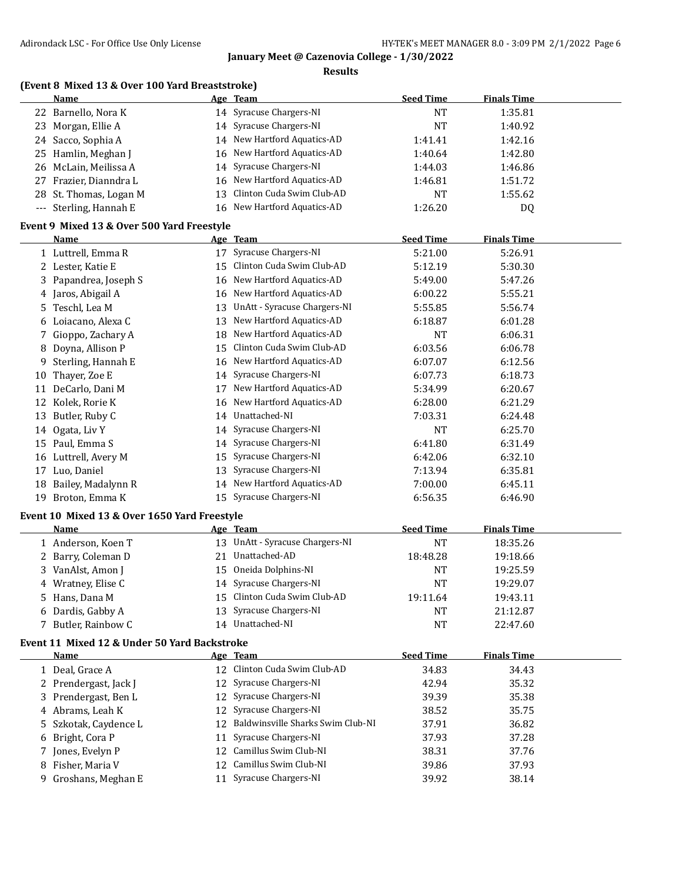## January Meet @ Cazenovia College - 1/30/2022

### Results

### (Event 8 Mixed 13 & Over 100 Yard Breaststroke)

| | Name | Age | Team | Seed Time | Finals Time |
|---|---|---|---|---|---|
| 22 | Barnello, Nora K | 14 | Syracuse Chargers-NI | NT | 1:35.81 |
| 23 | Morgan, Ellie A | 14 | Syracuse Chargers-NI | NT | 1:40.92 |
| 24 | Sacco, Sophia A | 14 | New Hartford Aquatics-AD | 1:41.41 | 1:42.16 |
| 25 | Hamlin, Meghan J | 16 | New Hartford Aquatics-AD | 1:40.64 | 1:42.80 |
| 26 | McLain, Meilissa A | 14 | Syracuse Chargers-NI | 1:44.03 | 1:46.86 |
| 27 | Frazier, Dianndra L | 16 | New Hartford Aquatics-AD | 1:46.81 | 1:51.72 |
| 28 | St. Thomas, Logan M | 13 | Clinton Cuda Swim Club-AD | NT | 1:55.62 |
| --- | Sterling, Hannah E | 16 | New Hartford Aquatics-AD | 1:26.20 | DQ |

### Event 9 Mixed 13 & Over 500 Yard Freestyle

| | Name | Age | Team | Seed Time | Finals Time |
|---|---|---|---|---|---|
| 1 | Luttrell, Emma R | 17 | Syracuse Chargers-NI | 5:21.00 | 5:26.91 |
| 2 | Lester, Katie E | 15 | Clinton Cuda Swim Club-AD | 5:12.19 | 5:30.30 |
| 3 | Papandrea, Joseph S | 16 | New Hartford Aquatics-AD | 5:49.00 | 5:47.26 |
| 4 | Jaros, Abigail A | 16 | New Hartford Aquatics-AD | 6:00.22 | 5:55.21 |
| 5 | Teschl, Lea M | 13 | UnAtt - Syracuse Chargers-NI | 5:55.85 | 5:56.74 |
| 6 | Loiacano, Alexa C | 13 | New Hartford Aquatics-AD | 6:18.87 | 6:01.28 |
| 7 | Gioppo, Zachary A | 18 | New Hartford Aquatics-AD | NT | 6:06.31 |
| 8 | Doyna, Allison P | 15 | Clinton Cuda Swim Club-AD | 6:03.56 | 6:06.78 |
| 9 | Sterling, Hannah E | 16 | New Hartford Aquatics-AD | 6:07.07 | 6:12.56 |
| 10 | Thayer, Zoe E | 14 | Syracuse Chargers-NI | 6:07.73 | 6:18.73 |
| 11 | DeCarlo, Dani M | 17 | New Hartford Aquatics-AD | 5:34.99 | 6:20.67 |
| 12 | Kolek, Rorie K | 16 | New Hartford Aquatics-AD | 6:28.00 | 6:21.29 |
| 13 | Butler, Ruby C | 14 | Unattached-NI | 7:03.31 | 6:24.48 |
| 14 | Ogata, Liv Y | 14 | Syracuse Chargers-NI | NT | 6:25.70 |
| 15 | Paul, Emma S | 14 | Syracuse Chargers-NI | 6:41.80 | 6:31.49 |
| 16 | Luttrell, Avery M | 15 | Syracuse Chargers-NI | 6:42.06 | 6:32.10 |
| 17 | Luo, Daniel | 13 | Syracuse Chargers-NI | 7:13.94 | 6:35.81 |
| 18 | Bailey, Madalynn R | 14 | New Hartford Aquatics-AD | 7:00.00 | 6:45.11 |
| 19 | Broton, Emma K | 15 | Syracuse Chargers-NI | 6:56.35 | 6:46.90 |

### Event 10 Mixed 13 & Over 1650 Yard Freestyle

| | Name | Age | Team | Seed Time | Finals Time |
|---|---|---|---|---|---|
| 1 | Anderson, Koen T | 13 | UnAtt - Syracuse Chargers-NI | NT | 18:35.26 |
| 2 | Barry, Coleman D | 21 | Unattached-AD | 18:48.28 | 19:18.66 |
| 3 | VanAlst, Amon J | 15 | Oneida Dolphins-NI | NT | 19:25.59 |
| 4 | Wratney, Elise C | 14 | Syracuse Chargers-NI | NT | 19:29.07 |
| 5 | Hans, Dana M | 15 | Clinton Cuda Swim Club-AD | 19:11.64 | 19:43.11 |
| 6 | Dardis, Gabby A | 13 | Syracuse Chargers-NI | NT | 21:12.87 |
| 7 | Butler, Rainbow C | 14 | Unattached-NI | NT | 22:47.60 |

### Event 11 Mixed 12 & Under 50 Yard Backstroke

| | Name | Age | Team | Seed Time | Finals Time |
|---|---|---|---|---|---|
| 1 | Deal, Grace A | 12 | Clinton Cuda Swim Club-AD | 34.83 | 34.43 |
| 2 | Prendergast, Jack J | 12 | Syracuse Chargers-NI | 42.94 | 35.32 |
| 3 | Prendergast, Ben L | 12 | Syracuse Chargers-NI | 39.39 | 35.38 |
| 4 | Abrams, Leah K | 12 | Syracuse Chargers-NI | 38.52 | 35.75 |
| 5 | Szkotak, Caydence L | 12 | Baldwinsville Sharks Swim Club-NI | 37.91 | 36.82 |
| 6 | Bright, Cora P | 11 | Syracuse Chargers-NI | 37.93 | 37.28 |
| 7 | Jones, Evelyn P | 12 | Camillus Swim Club-NI | 38.31 | 37.76 |
| 8 | Fisher, Maria V | 12 | Camillus Swim Club-NI | 39.86 | 37.93 |
| 9 | Groshans, Meghan E | 11 | Syracuse Chargers-NI | 39.92 | 38.14 |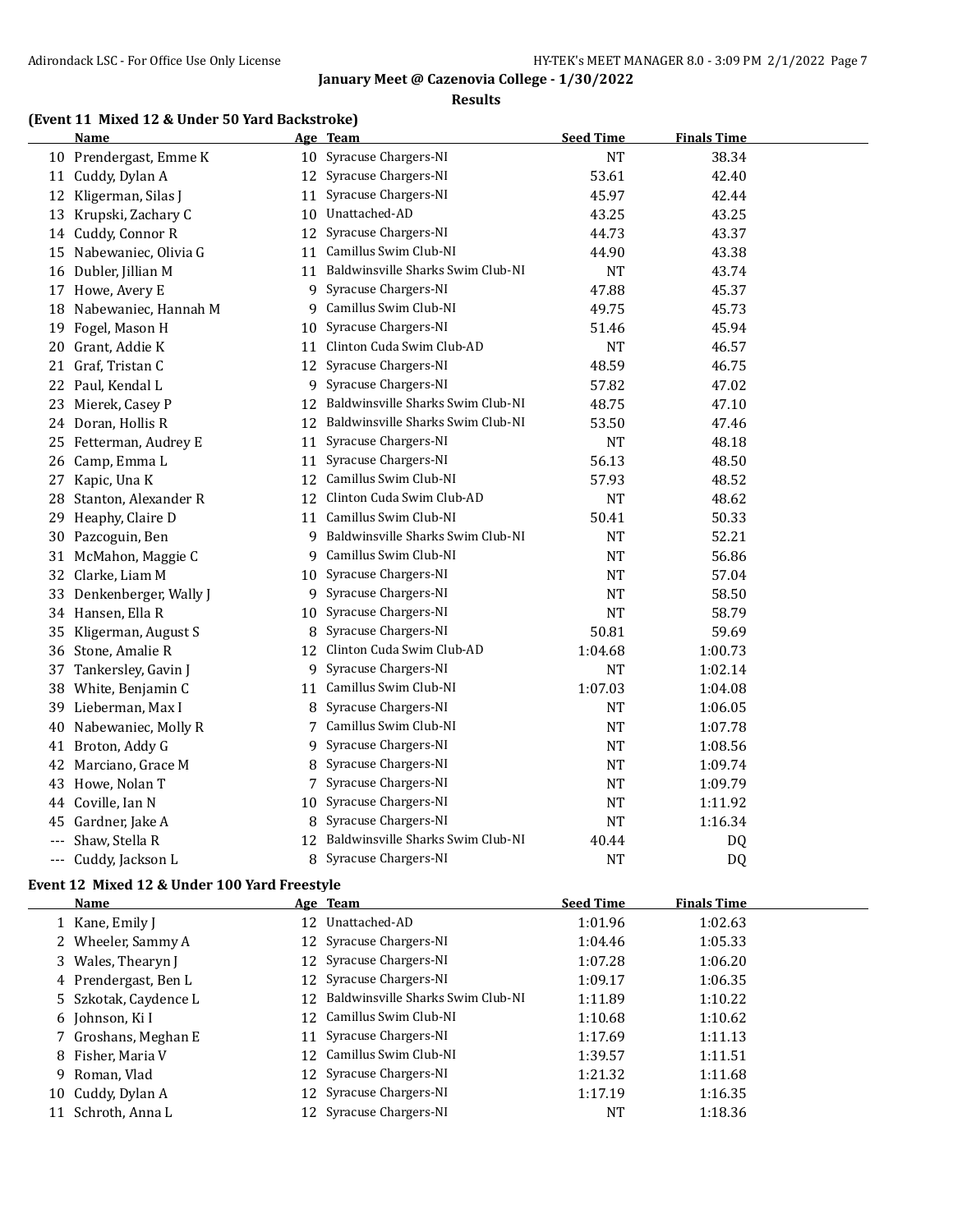**January Meet @ Cazenovia College - 1/30/2022**

**Results**

### (Event 11 Mixed 12 & Under 50 Yard Backstroke)

| | Name | Age | Team | Seed Time | Finals Time |
|---|---|---|---|---|---|
| 10 | Prendergast, Emme K | 10 | Syracuse Chargers-NI | NT | 38.34 |
| 11 | Cuddy, Dylan A | 12 | Syracuse Chargers-NI | 53.61 | 42.40 |
| 12 | Kligerman, Silas J | 11 | Syracuse Chargers-NI | 45.97 | 42.44 |
| 13 | Krupski, Zachary C | 10 | Unattached-AD | 43.25 | 43.25 |
| 14 | Cuddy, Connor R | 12 | Syracuse Chargers-NI | 44.73 | 43.37 |
| 15 | Nabewaniec, Olivia G | 11 | Camillus Swim Club-NI | 44.90 | 43.38 |
| 16 | Dubler, Jillian M | 11 | Baldwinsville Sharks Swim Club-NI | NT | 43.74 |
| 17 | Howe, Avery E | 9 | Syracuse Chargers-NI | 47.88 | 45.37 |
| 18 | Nabewaniec, Hannah M | 9 | Camillus Swim Club-NI | 49.75 | 45.73 |
| 19 | Fogel, Mason H | 10 | Syracuse Chargers-NI | 51.46 | 45.94 |
| 20 | Grant, Addie K | 11 | Clinton Cuda Swim Club-AD | NT | 46.57 |
| 21 | Graf, Tristan C | 12 | Syracuse Chargers-NI | 48.59 | 46.75 |
| 22 | Paul, Kendal L | 9 | Syracuse Chargers-NI | 57.82 | 47.02 |
| 23 | Mierek, Casey P | 12 | Baldwinsville Sharks Swim Club-NI | 48.75 | 47.10 |
| 24 | Doran, Hollis R | 12 | Baldwinsville Sharks Swim Club-NI | 53.50 | 47.46 |
| 25 | Fetterman, Audrey E | 11 | Syracuse Chargers-NI | NT | 48.18 |
| 26 | Camp, Emma L | 11 | Syracuse Chargers-NI | 56.13 | 48.50 |
| 27 | Kapic, Una K | 12 | Camillus Swim Club-NI | 57.93 | 48.52 |
| 28 | Stanton, Alexander R | 12 | Clinton Cuda Swim Club-AD | NT | 48.62 |
| 29 | Heaphy, Claire D | 11 | Camillus Swim Club-NI | 50.41 | 50.33 |
| 30 | Pazcoguin, Ben | 9 | Baldwinsville Sharks Swim Club-NI | NT | 52.21 |
| 31 | McMahon, Maggie C | 9 | Camillus Swim Club-NI | NT | 56.86 |
| 32 | Clarke, Liam M | 10 | Syracuse Chargers-NI | NT | 57.04 |
| 33 | Denkenberger, Wally J | 9 | Syracuse Chargers-NI | NT | 58.50 |
| 34 | Hansen, Ella R | 10 | Syracuse Chargers-NI | NT | 58.79 |
| 35 | Kligerman, August S | 8 | Syracuse Chargers-NI | 50.81 | 59.69 |
| 36 | Stone, Amalie R | 12 | Clinton Cuda Swim Club-AD | 1:04.68 | 1:00.73 |
| 37 | Tankersley, Gavin J | 9 | Syracuse Chargers-NI | NT | 1:02.14 |
| 38 | White, Benjamin C | 11 | Camillus Swim Club-NI | 1:07.03 | 1:04.08 |
| 39 | Lieberman, Max I | 8 | Syracuse Chargers-NI | NT | 1:06.05 |
| 40 | Nabewaniec, Molly R | 7 | Camillus Swim Club-NI | NT | 1:07.78 |
| 41 | Broton, Addy G | 9 | Syracuse Chargers-NI | NT | 1:08.56 |
| 42 | Marciano, Grace M | 8 | Syracuse Chargers-NI | NT | 1:09.74 |
| 43 | Howe, Nolan T | 7 | Syracuse Chargers-NI | NT | 1:09.79 |
| 44 | Coville, Ian N | 10 | Syracuse Chargers-NI | NT | 1:11.92 |
| 45 | Gardner, Jake A | 8 | Syracuse Chargers-NI | NT | 1:16.34 |
| --- | Shaw, Stella R | 12 | Baldwinsville Sharks Swim Club-NI | 40.44 | DQ |
| --- | Cuddy, Jackson L | 8 | Syracuse Chargers-NI | NT | DQ |

### Event 12 Mixed 12 & Under 100 Yard Freestyle

| | Name | Age | Team | Seed Time | Finals Time |
|---|---|---|---|---|---|
| 1 | Kane, Emily J | 12 | Unattached-AD | 1:01.96 | 1:02.63 |
| 2 | Wheeler, Sammy A | 12 | Syracuse Chargers-NI | 1:04.46 | 1:05.33 |
| 3 | Wales, Thearyn J | 12 | Syracuse Chargers-NI | 1:07.28 | 1:06.20 |
| 4 | Prendergast, Ben L | 12 | Syracuse Chargers-NI | 1:09.17 | 1:06.35 |
| 5 | Szkotak, Caydence L | 12 | Baldwinsville Sharks Swim Club-NI | 1:11.89 | 1:10.22 |
| 6 | Johnson, Ki I | 12 | Camillus Swim Club-NI | 1:10.68 | 1:10.62 |
| 7 | Groshans, Meghan E | 11 | Syracuse Chargers-NI | 1:17.69 | 1:11.13 |
| 8 | Fisher, Maria V | 12 | Camillus Swim Club-NI | 1:39.57 | 1:11.51 |
| 9 | Roman, Vlad | 12 | Syracuse Chargers-NI | 1:21.32 | 1:11.68 |
| 10 | Cuddy, Dylan A | 12 | Syracuse Chargers-NI | 1:17.19 | 1:16.35 |
| 11 | Schroth, Anna L | 12 | Syracuse Chargers-NI | NT | 1:18.36 |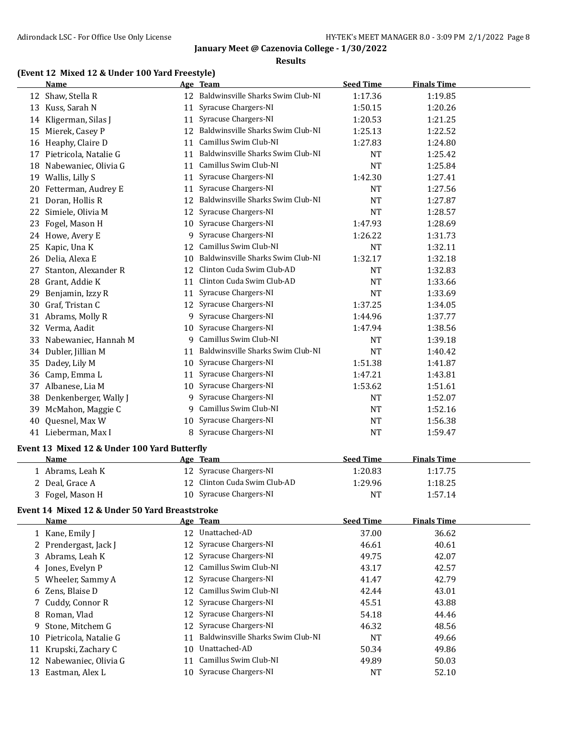## January Meet @ Cazenovia College - 1/30/2022

### Results

### (Event 12 Mixed 12 & Under 100 Yard Freestyle)

| | Name | Age | Team | Seed Time | Finals Time |
|---|---|---|---|---|---|
| 12 | Shaw, Stella R | 12 | Baldwinsville Sharks Swim Club-NI | 1:17.36 | 1:19.85 |
| 13 | Kuss, Sarah N | 11 | Syracuse Chargers-NI | 1:50.15 | 1:20.26 |
| 14 | Kligerman, Silas J | 11 | Syracuse Chargers-NI | 1:20.53 | 1:21.25 |
| 15 | Mierek, Casey P | 12 | Baldwinsville Sharks Swim Club-NI | 1:25.13 | 1:22.52 |
| 16 | Heaphy, Claire D | 11 | Camillus Swim Club-NI | 1:27.83 | 1:24.80 |
| 17 | Pietricola, Natalie G | 11 | Baldwinsville Sharks Swim Club-NI | NT | 1:25.42 |
| 18 | Nabewaniec, Olivia G | 11 | Camillus Swim Club-NI | NT | 1:25.84 |
| 19 | Wallis, Lilly S | 11 | Syracuse Chargers-NI | 1:42.30 | 1:27.41 |
| 20 | Fetterman, Audrey E | 11 | Syracuse Chargers-NI | NT | 1:27.56 |
| 21 | Doran, Hollis R | 12 | Baldwinsville Sharks Swim Club-NI | NT | 1:27.87 |
| 22 | Simiele, Olivia M | 12 | Syracuse Chargers-NI | NT | 1:28.57 |
| 23 | Fogel, Mason H | 10 | Syracuse Chargers-NI | 1:47.93 | 1:28.69 |
| 24 | Howe, Avery E | 9 | Syracuse Chargers-NI | 1:26.22 | 1:31.73 |
| 25 | Kapic, Una K | 12 | Camillus Swim Club-NI | NT | 1:32.11 |
| 26 | Delia, Alexa E | 10 | Baldwinsville Sharks Swim Club-NI | 1:32.17 | 1:32.18 |
| 27 | Stanton, Alexander R | 12 | Clinton Cuda Swim Club-AD | NT | 1:32.83 |
| 28 | Grant, Addie K | 11 | Clinton Cuda Swim Club-AD | NT | 1:33.66 |
| 29 | Benjamin, Izzy R | 11 | Syracuse Chargers-NI | NT | 1:33.69 |
| 30 | Graf, Tristan C | 12 | Syracuse Chargers-NI | 1:37.25 | 1:34.05 |
| 31 | Abrams, Molly R | 9 | Syracuse Chargers-NI | 1:44.96 | 1:37.77 |
| 32 | Verma, Aadit | 10 | Syracuse Chargers-NI | 1:47.94 | 1:38.56 |
| 33 | Nabewaniec, Hannah M | 9 | Camillus Swim Club-NI | NT | 1:39.18 |
| 34 | Dubler, Jillian M | 11 | Baldwinsville Sharks Swim Club-NI | NT | 1:40.42 |
| 35 | Dadey, Lily M | 10 | Syracuse Chargers-NI | 1:51.38 | 1:41.87 |
| 36 | Camp, Emma L | 11 | Syracuse Chargers-NI | 1:47.21 | 1:43.81 |
| 37 | Albanese, Lia M | 10 | Syracuse Chargers-NI | 1:53.62 | 1:51.61 |
| 38 | Denkenberger, Wally J | 9 | Syracuse Chargers-NI | NT | 1:52.07 |
| 39 | McMahon, Maggie C | 9 | Camillus Swim Club-NI | NT | 1:52.16 |
| 40 | Quesnel, Max W | 10 | Syracuse Chargers-NI | NT | 1:56.38 |
| 41 | Lieberman, Max I | 8 | Syracuse Chargers-NI | NT | 1:59.47 |

### Event 13 Mixed 12 & Under 100 Yard Butterfly

| | Name | Age | Team | Seed Time | Finals Time |
|---|---|---|---|---|---|
| 1 | Abrams, Leah K | 12 | Syracuse Chargers-NI | 1:20.83 | 1:17.75 |
| 2 | Deal, Grace A | 12 | Clinton Cuda Swim Club-AD | 1:29.96 | 1:18.25 |
| 3 | Fogel, Mason H | 10 | Syracuse Chargers-NI | NT | 1:57.14 |

### Event 14 Mixed 12 & Under 50 Yard Breaststroke

| | Name | Age | Team | Seed Time | Finals Time |
|---|---|---|---|---|---|
| 1 | Kane, Emily J | 12 | Unattached-AD | 37.00 | 36.62 |
| 2 | Prendergast, Jack J | 12 | Syracuse Chargers-NI | 46.61 | 40.61 |
| 3 | Abrams, Leah K | 12 | Syracuse Chargers-NI | 49.75 | 42.07 |
| 4 | Jones, Evelyn P | 12 | Camillus Swim Club-NI | 43.17 | 42.57 |
| 5 | Wheeler, Sammy A | 12 | Syracuse Chargers-NI | 41.47 | 42.79 |
| 6 | Zens, Blaise D | 12 | Camillus Swim Club-NI | 42.44 | 43.01 |
| 7 | Cuddy, Connor R | 12 | Syracuse Chargers-NI | 45.51 | 43.88 |
| 8 | Roman, Vlad | 12 | Syracuse Chargers-NI | 54.18 | 44.46 |
| 9 | Stone, Mitchem G | 12 | Syracuse Chargers-NI | 46.32 | 48.56 |
| 10 | Pietricola, Natalie G | 11 | Baldwinsville Sharks Swim Club-NI | NT | 49.66 |
| 11 | Krupski, Zachary C | 10 | Unattached-AD | 50.34 | 49.86 |
| 12 | Nabewaniec, Olivia G | 11 | Camillus Swim Club-NI | 49.89 | 50.03 |
| 13 | Eastman, Alex L | 10 | Syracuse Chargers-NI | NT | 52.10 |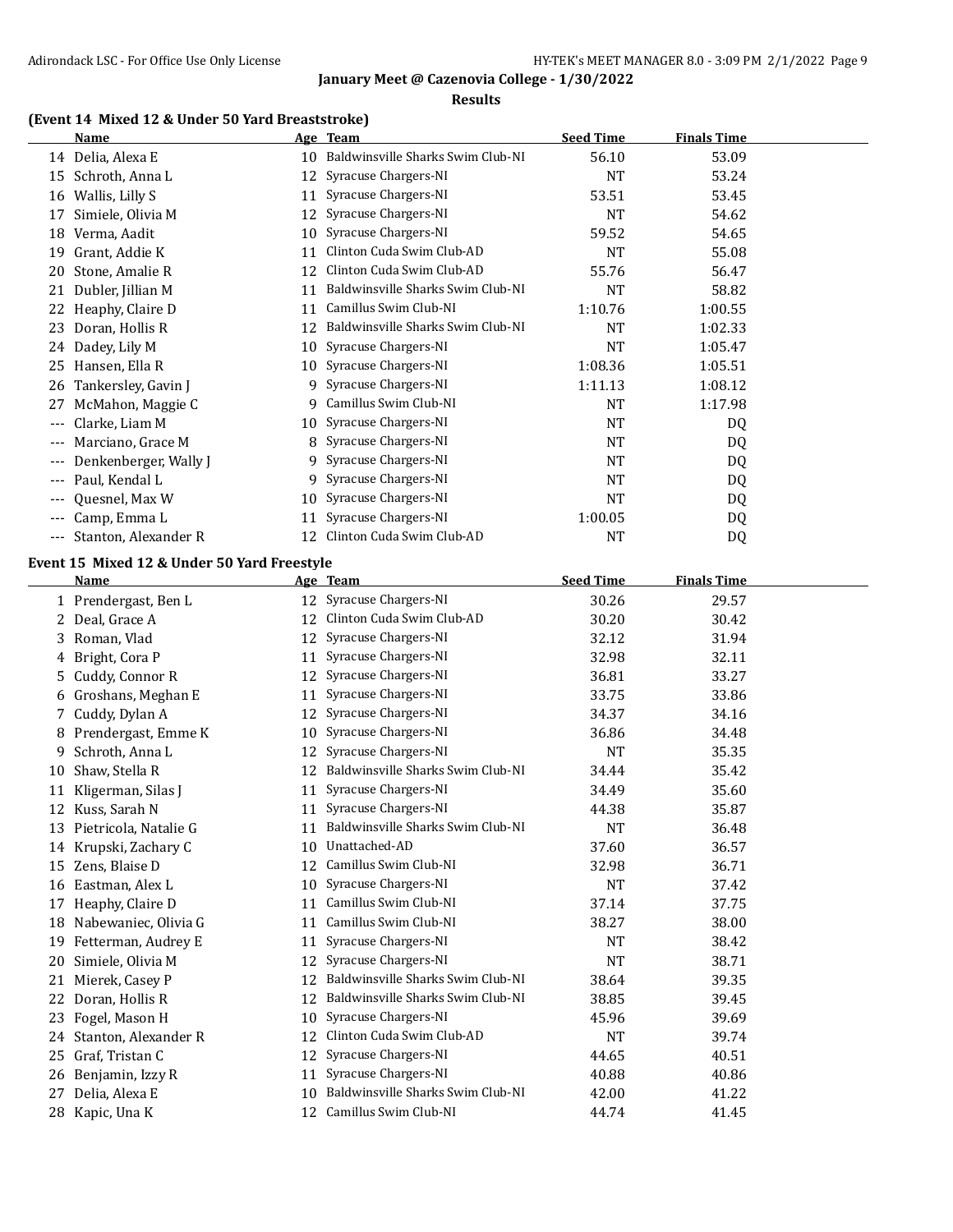January Meet @ Cazenovia College - 1/30/2022

Results

### (Event 14 Mixed 12 & Under 50 Yard Breaststroke)

| | Name | Age | Team | Seed Time | Finals Time |
|---|---|---|---|---|---|
| 14 | Delia, Alexa E | 10 | Baldwinsville Sharks Swim Club-NI | 56.10 | 53.09 |
| 15 | Schroth, Anna L | 12 | Syracuse Chargers-NI | NT | 53.24 |
| 16 | Wallis, Lilly S | 11 | Syracuse Chargers-NI | 53.51 | 53.45 |
| 17 | Simiele, Olivia M | 12 | Syracuse Chargers-NI | NT | 54.62 |
| 18 | Verma, Aadit | 10 | Syracuse Chargers-NI | 59.52 | 54.65 |
| 19 | Grant, Addie K | 11 | Clinton Cuda Swim Club-AD | NT | 55.08 |
| 20 | Stone, Amalie R | 12 | Clinton Cuda Swim Club-AD | 55.76 | 56.47 |
| 21 | Dubler, Jillian M | 11 | Baldwinsville Sharks Swim Club-NI | NT | 58.82 |
| 22 | Heaphy, Claire D | 11 | Camillus Swim Club-NI | 1:10.76 | 1:00.55 |
| 23 | Doran, Hollis R | 12 | Baldwinsville Sharks Swim Club-NI | NT | 1:02.33 |
| 24 | Dadey, Lily M | 10 | Syracuse Chargers-NI | NT | 1:05.47 |
| 25 | Hansen, Ella R | 10 | Syracuse Chargers-NI | 1:08.36 | 1:05.51 |
| 26 | Tankersley, Gavin J | 9 | Syracuse Chargers-NI | 1:11.13 | 1:08.12 |
| 27 | McMahon, Maggie C | 9 | Camillus Swim Club-NI | NT | 1:17.98 |
| --- | Clarke, Liam M | 10 | Syracuse Chargers-NI | NT | DQ |
| --- | Marciano, Grace M | 8 | Syracuse Chargers-NI | NT | DQ |
| --- | Denkenberger, Wally J | 9 | Syracuse Chargers-NI | NT | DQ |
| --- | Paul, Kendal L | 9 | Syracuse Chargers-NI | NT | DQ |
| --- | Quesnel, Max W | 10 | Syracuse Chargers-NI | NT | DQ |
| --- | Camp, Emma L | 11 | Syracuse Chargers-NI | 1:00.05 | DQ |
| --- | Stanton, Alexander R | 12 | Clinton Cuda Swim Club-AD | NT | DQ |

### Event 15 Mixed 12 & Under 50 Yard Freestyle

| | Name | Age | Team | Seed Time | Finals Time |
|---|---|---|---|---|---|
| 1 | Prendergast, Ben L | 12 | Syracuse Chargers-NI | 30.26 | 29.57 |
| 2 | Deal, Grace A | 12 | Clinton Cuda Swim Club-AD | 30.20 | 30.42 |
| 3 | Roman, Vlad | 12 | Syracuse Chargers-NI | 32.12 | 31.94 |
| 4 | Bright, Cora P | 11 | Syracuse Chargers-NI | 32.98 | 32.11 |
| 5 | Cuddy, Connor R | 12 | Syracuse Chargers-NI | 36.81 | 33.27 |
| 6 | Groshans, Meghan E | 11 | Syracuse Chargers-NI | 33.75 | 33.86 |
| 7 | Cuddy, Dylan A | 12 | Syracuse Chargers-NI | 34.37 | 34.16 |
| 8 | Prendergast, Emme K | 10 | Syracuse Chargers-NI | 36.86 | 34.48 |
| 9 | Schroth, Anna L | 12 | Syracuse Chargers-NI | NT | 35.35 |
| 10 | Shaw, Stella R | 12 | Baldwinsville Sharks Swim Club-NI | 34.44 | 35.42 |
| 11 | Kligerman, Silas J | 11 | Syracuse Chargers-NI | 34.49 | 35.60 |
| 12 | Kuss, Sarah N | 11 | Syracuse Chargers-NI | 44.38 | 35.87 |
| 13 | Pietricola, Natalie G | 11 | Baldwinsville Sharks Swim Club-NI | NT | 36.48 |
| 14 | Krupski, Zachary C | 10 | Unattached-AD | 37.60 | 36.57 |
| 15 | Zens, Blaise D | 12 | Camillus Swim Club-NI | 32.98 | 36.71 |
| 16 | Eastman, Alex L | 10 | Syracuse Chargers-NI | NT | 37.42 |
| 17 | Heaphy, Claire D | 11 | Camillus Swim Club-NI | 37.14 | 37.75 |
| 18 | Nabewaniec, Olivia G | 11 | Camillus Swim Club-NI | 38.27 | 38.00 |
| 19 | Fetterman, Audrey E | 11 | Syracuse Chargers-NI | NT | 38.42 |
| 20 | Simiele, Olivia M | 12 | Syracuse Chargers-NI | NT | 38.71 |
| 21 | Mierek, Casey P | 12 | Baldwinsville Sharks Swim Club-NI | 38.64 | 39.35 |
| 22 | Doran, Hollis R | 12 | Baldwinsville Sharks Swim Club-NI | 38.85 | 39.45 |
| 23 | Fogel, Mason H | 10 | Syracuse Chargers-NI | 45.96 | 39.69 |
| 24 | Stanton, Alexander R | 12 | Clinton Cuda Swim Club-AD | NT | 39.74 |
| 25 | Graf, Tristan C | 12 | Syracuse Chargers-NI | 44.65 | 40.51 |
| 26 | Benjamin, Izzy R | 11 | Syracuse Chargers-NI | 40.88 | 40.86 |
| 27 | Delia, Alexa E | 10 | Baldwinsville Sharks Swim Club-NI | 42.00 | 41.22 |
| 28 | Kapic, Una K | 12 | Camillus Swim Club-NI | 44.74 | 41.45 |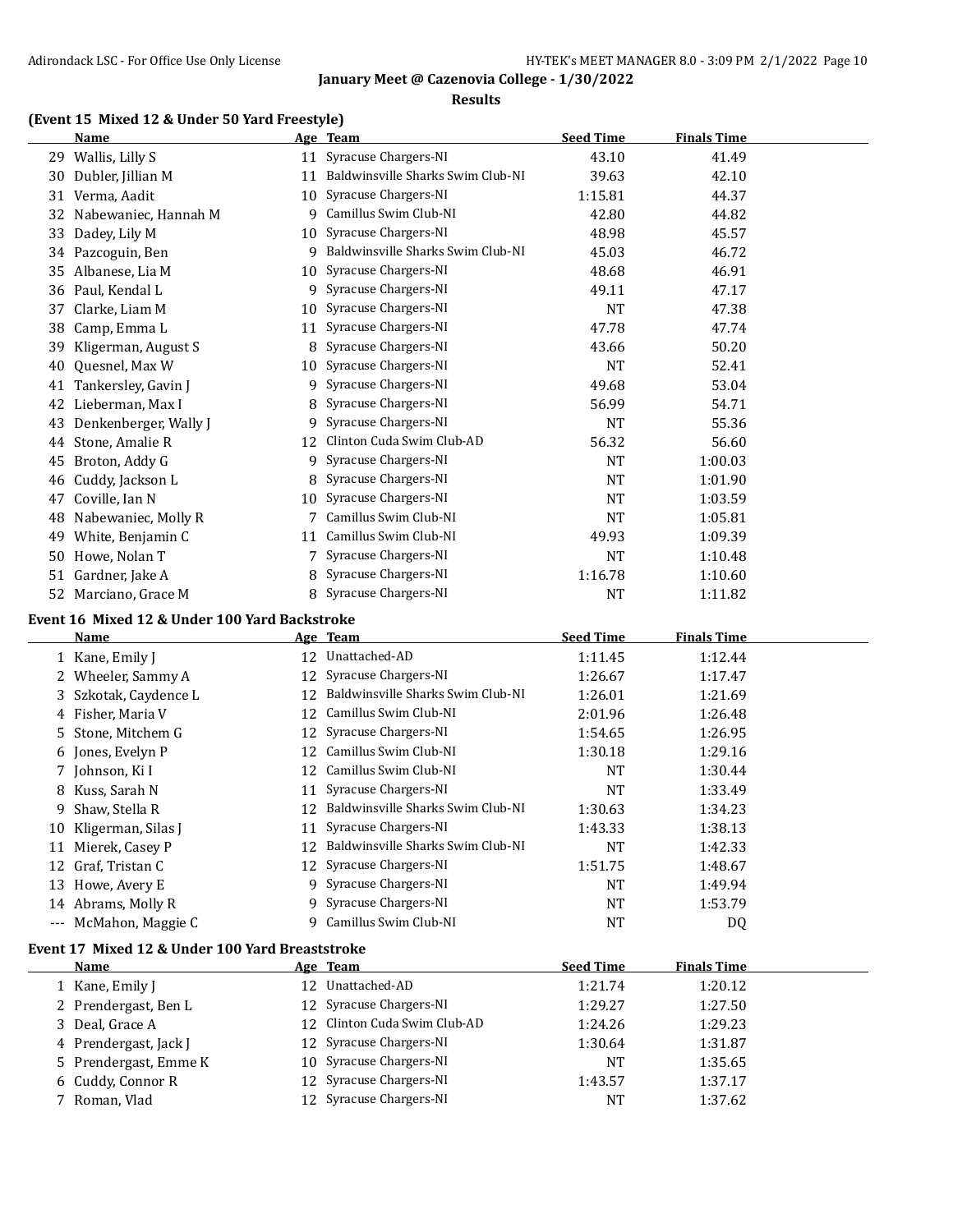## January Meet @ Cazenovia College - 1/30/2022

### Results

### (Event 15 Mixed 12 & Under 50 Yard Freestyle)

| | Name | Age | Team | Seed Time | Finals Time |
|---|---|---|---|---|---|
| 29 | Wallis, Lilly S | 11 | Syracuse Chargers-NI | 43.10 | 41.49 |
| 30 | Dubler, Jillian M | 11 | Baldwinsville Sharks Swim Club-NI | 39.63 | 42.10 |
| 31 | Verma, Aadit | 10 | Syracuse Chargers-NI | 1:15.81 | 44.37 |
| 32 | Nabewaniec, Hannah M | 9 | Camillus Swim Club-NI | 42.80 | 44.82 |
| 33 | Dadey, Lily M | 10 | Syracuse Chargers-NI | 48.98 | 45.57 |
| 34 | Pazcoguin, Ben | 9 | Baldwinsville Sharks Swim Club-NI | 45.03 | 46.72 |
| 35 | Albanese, Lia M | 10 | Syracuse Chargers-NI | 48.68 | 46.91 |
| 36 | Paul, Kendal L | 9 | Syracuse Chargers-NI | 49.11 | 47.17 |
| 37 | Clarke, Liam M | 10 | Syracuse Chargers-NI | NT | 47.38 |
| 38 | Camp, Emma L | 11 | Syracuse Chargers-NI | 47.78 | 47.74 |
| 39 | Kligerman, August S | 8 | Syracuse Chargers-NI | 43.66 | 50.20 |
| 40 | Quesnel, Max W | 10 | Syracuse Chargers-NI | NT | 52.41 |
| 41 | Tankersley, Gavin J | 9 | Syracuse Chargers-NI | 49.68 | 53.04 |
| 42 | Lieberman, Max I | 8 | Syracuse Chargers-NI | 56.99 | 54.71 |
| 43 | Denkenberger, Wally J | 9 | Syracuse Chargers-NI | NT | 55.36 |
| 44 | Stone, Amalie R | 12 | Clinton Cuda Swim Club-AD | 56.32 | 56.60 |
| 45 | Broton, Addy G | 9 | Syracuse Chargers-NI | NT | 1:00.03 |
| 46 | Cuddy, Jackson L | 8 | Syracuse Chargers-NI | NT | 1:01.90 |
| 47 | Coville, Ian N | 10 | Syracuse Chargers-NI | NT | 1:03.59 |
| 48 | Nabewaniec, Molly R | 7 | Camillus Swim Club-NI | NT | 1:05.81 |
| 49 | White, Benjamin C | 11 | Camillus Swim Club-NI | 49.93 | 1:09.39 |
| 50 | Howe, Nolan T | 7 | Syracuse Chargers-NI | NT | 1:10.48 |
| 51 | Gardner, Jake A | 8 | Syracuse Chargers-NI | 1:16.78 | 1:10.60 |
| 52 | Marciano, Grace M | 8 | Syracuse Chargers-NI | NT | 1:11.82 |

### Event 16 Mixed 12 & Under 100 Yard Backstroke

| | Name | Age | Team | Seed Time | Finals Time |
|---|---|---|---|---|---|
| 1 | Kane, Emily J | 12 | Unattached-AD | 1:11.45 | 1:12.44 |
| 2 | Wheeler, Sammy A | 12 | Syracuse Chargers-NI | 1:26.67 | 1:17.47 |
| 3 | Szkotak, Caydence L | 12 | Baldwinsville Sharks Swim Club-NI | 1:26.01 | 1:21.69 |
| 4 | Fisher, Maria V | 12 | Camillus Swim Club-NI | 2:01.96 | 1:26.48 |
| 5 | Stone, Mitchem G | 12 | Syracuse Chargers-NI | 1:54.65 | 1:26.95 |
| 6 | Jones, Evelyn P | 12 | Camillus Swim Club-NI | 1:30.18 | 1:29.16 |
| 7 | Johnson, Ki I | 12 | Camillus Swim Club-NI | NT | 1:30.44 |
| 8 | Kuss, Sarah N | 11 | Syracuse Chargers-NI | NT | 1:33.49 |
| 9 | Shaw, Stella R | 12 | Baldwinsville Sharks Swim Club-NI | 1:30.63 | 1:34.23 |
| 10 | Kligerman, Silas J | 11 | Syracuse Chargers-NI | 1:43.33 | 1:38.13 |
| 11 | Mierek, Casey P | 12 | Baldwinsville Sharks Swim Club-NI | NT | 1:42.33 |
| 12 | Graf, Tristan C | 12 | Syracuse Chargers-NI | 1:51.75 | 1:48.67 |
| 13 | Howe, Avery E | 9 | Syracuse Chargers-NI | NT | 1:49.94 |
| 14 | Abrams, Molly R | 9 | Syracuse Chargers-NI | NT | 1:53.79 |
| --- | McMahon, Maggie C | 9 | Camillus Swim Club-NI | NT | DQ |

### Event 17 Mixed 12 & Under 100 Yard Breaststroke

| | Name | Age | Team | Seed Time | Finals Time |
|---|---|---|---|---|---|
| 1 | Kane, Emily J | 12 | Unattached-AD | 1:21.74 | 1:20.12 |
| 2 | Prendergast, Ben L | 12 | Syracuse Chargers-NI | 1:29.27 | 1:27.50 |
| 3 | Deal, Grace A | 12 | Clinton Cuda Swim Club-AD | 1:24.26 | 1:29.23 |
| 4 | Prendergast, Jack J | 12 | Syracuse Chargers-NI | 1:30.64 | 1:31.87 |
| 5 | Prendergast, Emme K | 10 | Syracuse Chargers-NI | NT | 1:35.65 |
| 6 | Cuddy, Connor R | 12 | Syracuse Chargers-NI | 1:43.57 | 1:37.17 |
| 7 | Roman, Vlad | 12 | Syracuse Chargers-NI | NT | 1:37.62 |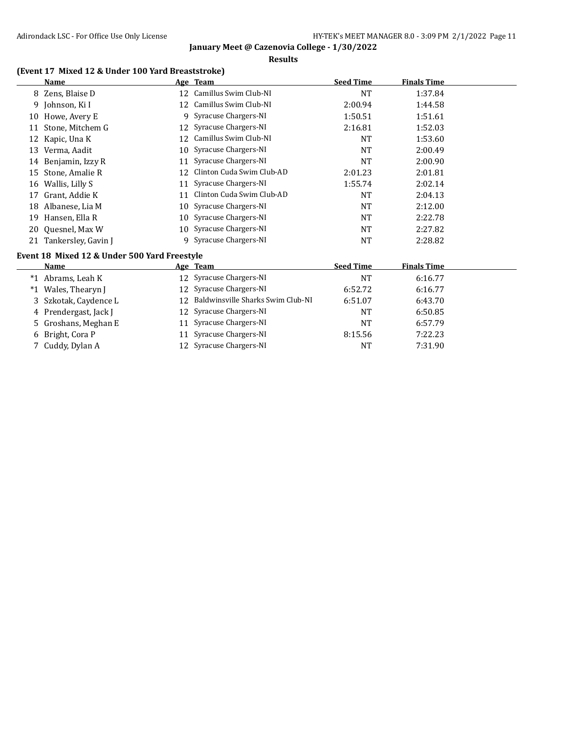**January Meet @ Cazenovia College - 1/30/2022**

**Results**

### (Event 17 Mixed 12 & Under 100 Yard Breaststroke)

| | Name | Age | Team | Seed Time | Finals Time |
|---|---|---|---|---|---|
| 8 | Zens, Blaise D | 12 | Camillus Swim Club-NI | NT | 1:37.84 |
| 9 | Johnson, Ki I | 12 | Camillus Swim Club-NI | 2:00.94 | 1:44.58 |
| 10 | Howe, Avery E | 9 | Syracuse Chargers-NI | 1:50.51 | 1:51.61 |
| 11 | Stone, Mitchem G | 12 | Syracuse Chargers-NI | 2:16.81 | 1:52.03 |
| 12 | Kapic, Una K | 12 | Camillus Swim Club-NI | NT | 1:53.60 |
| 13 | Verma, Aadit | 10 | Syracuse Chargers-NI | NT | 2:00.49 |
| 14 | Benjamin, Izzy R | 11 | Syracuse Chargers-NI | NT | 2:00.90 |
| 15 | Stone, Amalie R | 12 | Clinton Cuda Swim Club-AD | 2:01.23 | 2:01.81 |
| 16 | Wallis, Lilly S | 11 | Syracuse Chargers-NI | 1:55.74 | 2:02.14 |
| 17 | Grant, Addie K | 11 | Clinton Cuda Swim Club-AD | NT | 2:04.13 |
| 18 | Albanese, Lia M | 10 | Syracuse Chargers-NI | NT | 2:12.00 |
| 19 | Hansen, Ella R | 10 | Syracuse Chargers-NI | NT | 2:22.78 |
| 20 | Quesnel, Max W | 10 | Syracuse Chargers-NI | NT | 2:27.82 |
| 21 | Tankersley, Gavin J | 9 | Syracuse Chargers-NI | NT | 2:28.82 |

### Event 18 Mixed 12 & Under 500 Yard Freestyle

| | Name | Age | Team | Seed Time | Finals Time |
|---|---|---|---|---|---|
| *1 | Abrams, Leah K | 12 | Syracuse Chargers-NI | NT | 6:16.77 |
| *1 | Wales, Thearyn J | 12 | Syracuse Chargers-NI | 6:52.72 | 6:16.77 |
| 3 | Szkotak, Caydence L | 12 | Baldwinsville Sharks Swim Club-NI | 6:51.07 | 6:43.70 |
| 4 | Prendergast, Jack J | 12 | Syracuse Chargers-NI | NT | 6:50.85 |
| 5 | Groshans, Meghan E | 11 | Syracuse Chargers-NI | NT | 6:57.79 |
| 6 | Bright, Cora P | 11 | Syracuse Chargers-NI | 8:15.56 | 7:22.23 |
| 7 | Cuddy, Dylan A | 12 | Syracuse Chargers-NI | NT | 7:31.90 |